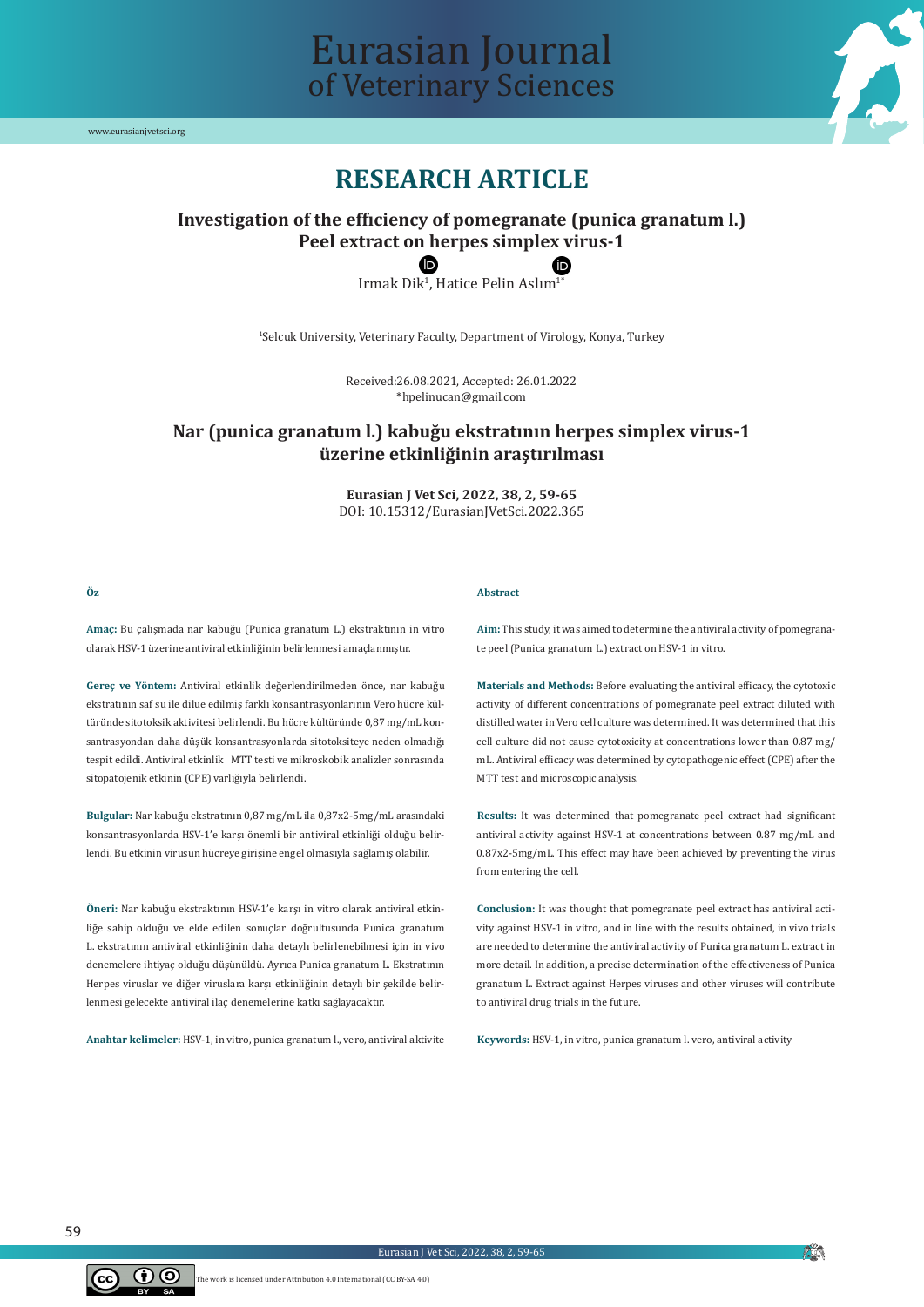# RESEARCH ARTICLE

## Investigation of the efficiency of pomegranate (punica granatum l.) Peel extract on herpes simplex virus-1

Irmak Dik[1], Hatice Pelin Aslım[1*]

[1]Selcuk University, Veterinary Faculty, Department of Virology, Konya, Turkey

Received:26.08.2021, Accepted: 26.01.2022
*hpelinucan@gmail.com

## Nar (punica granatum l.) kabuğu ekstratının herpes simplex virus-1 üzerine etkinliğinin araştırılması

**Eurasian J Vet Sci, 2022, 38, 2, 59-65**
DOI: 10.15312/EurasianJVetSci.2022.365

### Öz

**Amaç:** Bu çalışmada nar kabuğu (Punica granatum L.) ekstraktının in vitro olarak HSV-1 üzerine antiviral etkinliğinin belirlenmesi amaçlanmıştır.

**Gereç ve Yöntem:** Antiviral etkinlik değerlendirilmeden önce, nar kabuğu ekstratının saf su ile dilue edilmiş farklı konsantrasyonlarının Vero hücre kültüründe sitotoksik aktivitesi belirlendi. Bu hücre kültüründe 0,87 mg/mL konsantrasyondan daha düşük konsantrasyonlarda sitotoksiteye neden olmadığı tespit edildi. Antiviral etkinlik MTT testi ve mikroskobik analizler sonrasında sitopatojenik etkinin (CPE) varlığıyla belirlendi.

**Bulgular:** Nar kabuğu ekstratının 0,87 mg/mL ila 0,87x2-5mg/mL arasındaki konsantrasyonlarda HSV-1'e karşı önemli bir antiviral etkinliği olduğu belirlendi. Bu etkinin virusun hücreye girişine engel olmasıyla sağlamış olabilir.

**Öneri:** Nar kabuğu ekstraktının HSV-1'e karşı in vitro olarak antiviral etkinliğe sahip olduğu ve elde edilen sonuçlar doğrultusunda Punica granatum L. ekstratının antiviral etkinliğinin daha detaylı belirlenebilmesi için in vivo denemelere ihtiyaç olduğu düşünüldü. Ayrıca Punica granatum L. Ekstratının Herpes viruslar ve diğer viruslara karşı etkinliğinin detaylı bir şekilde belirlenmesi gelecekte antiviral ilaç denemelerine katkı sağlayacaktır.

**Anahtar kelimeler:** HSV-1, in vitro, punica granatum l., vero, antiviral aktivite

### Abstract

**Aim:** This study, it was aimed to determine the antiviral activity of pomegranate peel (Punica granatum L.) extract on HSV-1 in vitro.

**Materials and Methods:** Before evaluating the antiviral efficacy, the cytotoxic activity of different concentrations of pomegranate peel extract diluted with distilled water in Vero cell culture was determined. It was determined that this cell culture did not cause cytotoxicity at concentrations lower than 0.87 mg/mL. Antiviral efficacy was determined by cytopathogenic effect (CPE) after the MTT test and microscopic analysis.

**Results:** It was determined that pomegranate peel extract had significant antiviral activity against HSV-1 at concentrations between 0.87 mg/mL and 0.87x2-5mg/mL. This effect may have been achieved by preventing the virus from entering the cell.

**Conclusion:** It was thought that pomegranate peel extract has antiviral activity against HSV-1 in vitro, and in line with the results obtained, in vivo trials are needed to determine the antiviral activity of Punica granatum L. extract in more detail. In addition, a precise determination of the effectiveness of Punica granatum L. Extract against Herpes viruses and other viruses will contribute to antiviral drug trials in the future.

**Keywords:** HSV-1, in vitro, punica granatum l. vero, antiviral activity

The work is licensed under Attribution 4.0 International (CC BY-SA 4.0)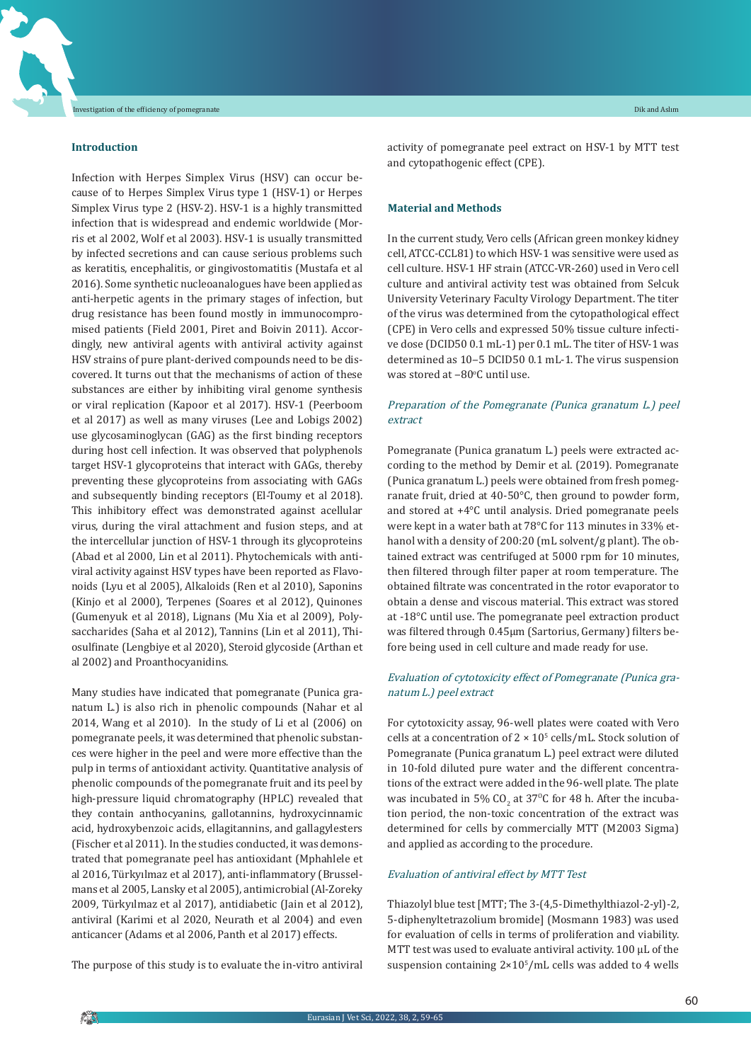## Introduction

Infection with Herpes Simplex Virus (HSV) can occur because of to Herpes Simplex Virus type 1 (HSV-1) or Herpes Simplex Virus type 2 (HSV-2). HSV-1 is a highly transmitted infection that is widespread and endemic worldwide (Morris et al 2002, Wolf et al 2003). HSV-1 is usually transmitted by infected secretions and can cause serious problems such as keratitis, encephalitis, or gingivostomatitis (Mustafa et al 2016). Some synthetic nucleoanalogues have been applied as anti-herpetic agents in the primary stages of infection, but drug resistance has been found mostly in immunocompromised patients (Field 2001, Piret and Boivin 2011). Accordingly, new antiviral agents with antiviral activity against HSV strains of pure plant-derived compounds need to be discovered. It turns out that the mechanisms of action of these substances are either by inhibiting viral genome synthesis or viral replication (Kapoor et al 2017). HSV-1 (Peerboom et al 2017) as well as many viruses (Lee and Lobigs 2002) use glycosaminoglycan (GAG) as the first binding receptors during host cell infection. It was observed that polyphenols target HSV-1 glycoproteins that interact with GAGs, thereby preventing these glycoproteins from associating with GAGs and subsequently binding receptors (El-Toumy et al 2018). This inhibitory effect was demonstrated against acellular virus, during the viral attachment and fusion steps, and at the intercellular junction of HSV-1 through its glycoproteins (Abad et al 2000, Lin et al 2011). Phytochemicals with antiviral activity against HSV types have been reported as Flavonoids (Lyu et al 2005), Alkaloids (Ren et al 2010), Saponins (Kinjo et al 2000), Terpenes (Soares et al 2012), Quinones (Gumenyuk et al 2018), Lignans (Mu Xia et al 2009), Polysaccharides (Saha et al 2012), Tannins (Lin et al 2011), Thiosulfinate (Lengbiye et al 2020), Steroid glycoside (Arthan et al 2002) and Proanthocyanidins.

Many studies have indicated that pomegranate (Punica granatum L.) is also rich in phenolic compounds (Nahar et al 2014, Wang et al 2010). In the study of Li et al (2006) on pomegranate peels, it was determined that phenolic substances were higher in the peel and were more effective than the pulp in terms of antioxidant activity. Quantitative analysis of phenolic compounds of the pomegranate fruit and its peel by high-pressure liquid chromatography (HPLC) revealed that they contain anthocyanins, gallotannins, hydroxycinnamic acid, hydroxybenzoic acids, ellagitannins, and gallagylesters (Fischer et al 2011). In the studies conducted, it was demonstrated that pomegranate peel has antioxidant (Mphahlele et al 2016, Türkyılmaz et al 2017), anti-inflammatory (Brusselmans et al 2005, Lansky et al 2005), antimicrobial (Al-Zoreky 2009, Türkyılmaz et al 2017), antidiabetic (Jain et al 2012), antiviral (Karimi et al 2020, Neurath et al 2004) and even anticancer (Adams et al 2006, Panth et al 2017) effects.

The purpose of this study is to evaluate the in-vitro antiviral activity of pomegranate peel extract on HSV-1 by MTT test and cytopathogenic effect (CPE).

## Material and Methods

In the current study, Vero cells (African green monkey kidney cell, ATCC-CCL81) to which HSV-1 was sensitive were used as cell culture. HSV-1 HF strain (ATCC-VR-260) used in Vero cell culture and antiviral activity test was obtained from Selcuk University Veterinary Faculty Virology Department. The titer of the virus was determined from the cytopathological effect (CPE) in Vero cells and expressed 50% tissue culture infective dose (DCID50 0.1 mL-1) per 0.1 mL. The titer of HSV-1 was determined as 10–5 DCID50 0.1 mL-1. The virus suspension was stored at −80°C until use.

### *Preparation of the Pomegranate (Punica granatum L.) peel extract*

Pomegranate (Punica granatum L.) peels were extracted according to the method by Demir et al. (2019). Pomegranate (Punica granatum L.) peels were obtained from fresh pomegranate fruit, dried at 40-50°C, then ground to powder form, and stored at +4°C until analysis. Dried pomegranate peels were kept in a water bath at 78°C for 113 minutes in 33% ethanol with a density of 200:20 (mL solvent/g plant). The obtained extract was centrifuged at 5000 rpm for 10 minutes, then filtered through filter paper at room temperature. The obtained filtrate was concentrated in the rotor evaporator to obtain a dense and viscous material. This extract was stored at -18°C until use. The pomegranate peel extraction product was filtered through 0.45µm (Sartorius, Germany) filters before being used in cell culture and made ready for use.

### *Evaluation of cytotoxicity effect of Pomegranate (Punica granatum L.) peel extract*

For cytotoxicity assay, 96-well plates were coated with Vero cells at a concentration of $2 \times 10^5$ cells/mL. Stock solution of Pomegranate (Punica granatum L.) peel extract were diluted in 10-fold diluted pure water and the different concentrations of the extract were added in the 96-well plate. The plate was incubated in 5% $CO_2$ at 37°C for 48 h. After the incubation period, the non-toxic concentration of the extract was determined for cells by commercially MTT (M2003 Sigma) and applied as according to the procedure.

### *Evaluation of antiviral effect by MTT Test*

Thiazolyl blue test [MTT; The 3-(4,5-Dimethylthiazol-2-yl)-2, 5-diphenyltetrazolium bromide] (Mosmann 1983) was used for evaluation of cells in terms of proliferation and viability. MTT test was used to evaluate antiviral activity. 100 µL of the suspension containing $2 \times 10^5$/mL cells was added to 4 wells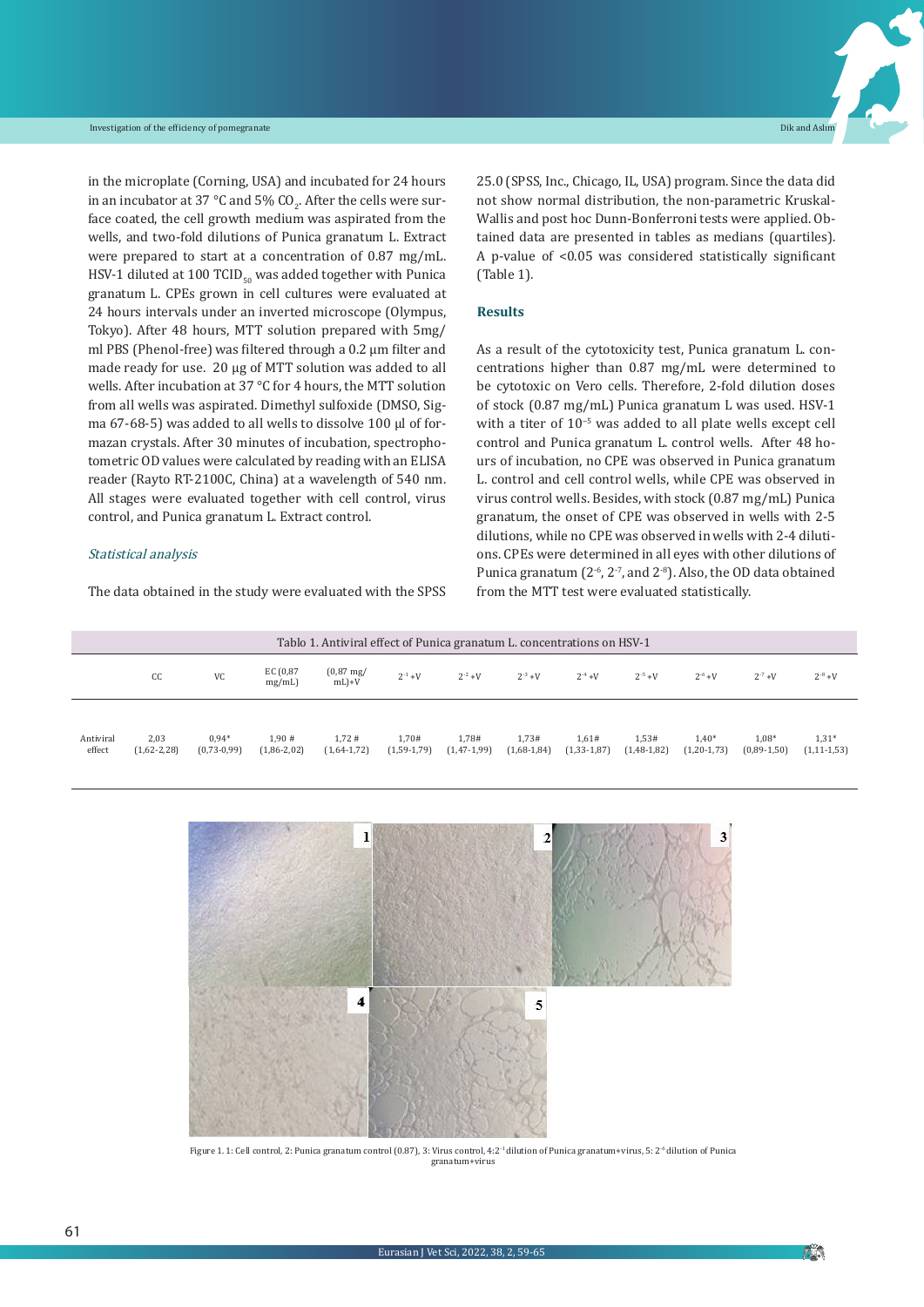in the microplate (Corning, USA) and incubated for 24 hours in an incubator at 37 °C and 5% $CO_2$. After the cells were surface coated, the cell growth medium was aspirated from the wells, and two-fold dilutions of Punica granatum L. Extract were prepared to start at a concentration of 0.87 mg/mL. HSV-1 diluted at 100 $TCID_{50}$ was added together with Punica granatum L. CPEs grown in cell cultures were evaluated at 24 hours intervals under an inverted microscope (Olympus, Tokyo). After 48 hours, MTT solution prepared with 5mg/ml PBS (Phenol-free) was filtered through a 0.2 µm filter and made ready for use. 20 µg of MTT solution was added to all wells. After incubation at 37 °C for 4 hours, the MTT solution from all wells was aspirated. Dimethyl sulfoxide (DMSO, Sigma 67-68-5) was added to all wells to dissolve 100 µl of formazan crystals. After 30 minutes of incubation, spectrophotometric OD values were calculated by reading with an ELISA reader (Rayto RT-2100C, China) at a wavelength of 540 nm. All stages were evaluated together with cell control, virus control, and Punica granatum L. Extract control.

### *Statistical analysis*

The data obtained in the study were evaluated with the SPSS 25.0 (SPSS, Inc., Chicago, IL, USA) program. Since the data did not show normal distribution, the non-parametric Kruskal-Wallis and post hoc Dunn-Bonferroni tests were applied. Obtained data are presented in tables as medians (quartiles). A p-value of <0.05 was considered statistically significant (Table 1).

## Results

As a result of the cytotoxicity test, Punica granatum L. concentrations higher than 0.87 mg/mL were determined to be cytotoxic on Vero cells. Therefore, 2-fold dilution doses of stock (0.87 mg/mL) Punica granatum L was used. HSV-1 with a titer of $10^{-5}$ was added to all plate wells except cell control and Punica granatum L. control wells. After 48 hours of incubation, no CPE was observed in Punica granatum L. control and cell control wells, while CPE was observed in virus control wells. Besides, with stock (0.87 mg/mL) Punica granatum, the onset of CPE was observed in wells with 2-5 dilutions, while no CPE was observed in wells with 2-4 dilutions. CPEs were determined in all eyes with other dilutions of Punica granatum ($2^{-6}$, $2^{-7}$, and $2^{-8}$). Also, the OD data obtained from the MTT test were evaluated statistically.

Tablo 1. Antiviral effect of Punica granatum L. concentrations on HSV-1

| | CC | VC | EC (0,87 mg/mL) | (0,87 mg/mL)+V | $2^{-1}$+V | $2^{-2}$+V | $2^{-3}$+V | $2^{-4}$+V | $2^{-5}$+V | $2^{-6}$+V | $2^{-7}$+V | $2^{-8}$+V |
|---|---|---|---|---|---|---|---|---|---|---|---|---|
| Antiviral effect | 2,03 (1,62-2,28) | 0,94* (0,73-0,99) | 1,90 # (1,86-2,02) | 1,72 # (1,64-1,72) | 1,70# (1,59-1,79) | 1,78# (1,47-1,99) | 1,73# (1,68-1,84) | 1,61# (1,33-1,87) | 1,53# (1,48-1,82) | 1,40* (1,20-1,73) | 1,08* (0,89-1,50) | 1,31* (1,11-1,53) |

Figure 1. 1: Cell control, 2: Punica granatum control (0.87), 3: Virus control, 4: $2^{-1}$ dilution of Punica granatum+virus, 5: $2^{-6}$ dilution of Punica granatum+virus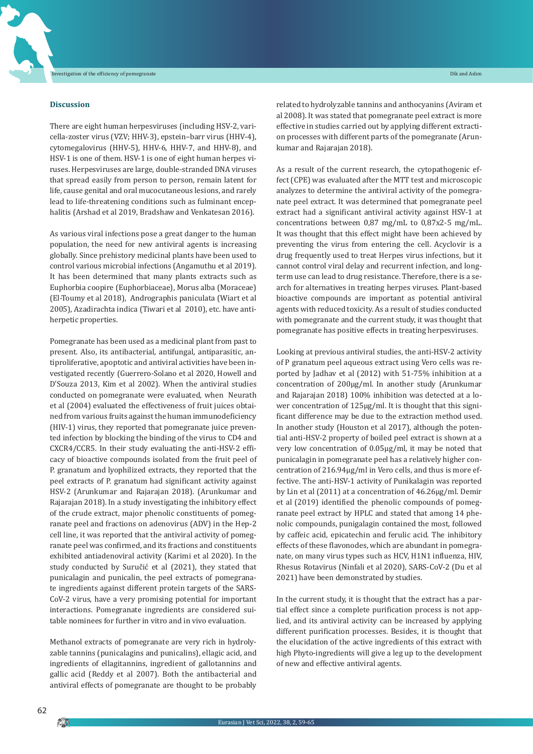### Discussion

There are eight human herpesviruses (including HSV-2, varicella-zoster virus (VZV; HHV-3), epstein–barr virus (HHV-4), cytomegalovirus (HHV-5), HHV-6, HHV-7, and HHV-8), and HSV-1 is one of them. HSV-1 is one of eight human herpes viruses. Herpesviruses are large, double-stranded DNA viruses that spread easily from person to person, remain latent for life, cause genital and oral mucocutaneous lesions, and rarely lead to life-threatening conditions such as fulminant encephalitis (Arshad et al 2019, Bradshaw and Venkatesan 2016).

As various viral infections pose a great danger to the human population, the need for new antiviral agents is increasing globally. Since prehistory medicinal plants have been used to control various microbial infections (Angamuthu et al 2019). It has been determined that many plants extracts such as Euphorbia coopire (Euphorbiaceae), Morus alba (Moraceae) (El-Toumy et al 2018), Andrographis paniculata (Wiart et al 2005), Azadirachta indica (Tiwari et al 2010), etc. have antiherpetic properties.

Pomegranate has been used as a medicinal plant from past to present. Also, its antibacterial, antifungal, antiparasitic, antiproliferative, apoptotic and antiviral activities have been investigated recently (Guerrero-Solano et al 2020, Howell and D'Souza 2013, Kim et al 2002). When the antiviral studies conducted on pomegranate were evaluated, when Neurath et al (2004) evaluated the effectiveness of fruit juices obtained from various fruits against the human immunodeficiency (HIV-1) virus, they reported that pomegranate juice prevented infection by blocking the binding of the virus to CD4 and CXCR4/CCR5. In their study evaluating the anti-HSV-2 efficacy of bioactive compounds isolated from the fruit peel of P. granatum and lyophilized extracts, they reported that the peel extracts of P. granatum had significant activity against HSV-2 (Arunkumar and Rajarajan 2018). (Arunkumar and Rajarajan 2018). In a study investigating the inhibitory effect of the crude extract, major phenolic constituents of pomegranate peel and fractions on adenovirus (ADV) in the Hep-2 cell line, it was reported that the antiviral activity of pomegranate peel was confirmed, and its fractions and constituents exhibited antiadenoviral activity (Karimi et al 2020). In the study conducted by Suručić et al (2021), they stated that punicalagin and punicalin, the peel extracts of pomegranate ingredients against different protein targets of the SARS-CoV-2 virus, have a very promising potential for important interactions. Pomegranate ingredients are considered suitable nominees for further in vitro and in vivo evaluation.

Methanol extracts of pomegranate are very rich in hydrolyzable tannins (punicalagins and punicalins), ellagic acid, and ingredients of ellagitannins, ingredient of gallotannins and gallic acid (Reddy et al 2007). Both the antibacterial and antiviral effects of pomegranate are thought to be probably related to hydrolyzable tannins and anthocyanins (Aviram et al 2008). It was stated that pomegranate peel extract is more effective in studies carried out by applying different extraction processes with different parts of the pomegranate (Arunkumar and Rajarajan 2018).

As a result of the current research, the cytopathogenic effect (CPE) was evaluated after the MTT test and microscopic analyzes to determine the antiviral activity of the pomegranate peel extract. It was determined that pomegranate peel extract had a significant antiviral activity against HSV-1 at concentrations between 0,87 mg/mL to 0,87x2-5 mg/mL. It was thought that this effect might have been achieved by preventing the virus from entering the cell. Acyclovir is a drug frequently used to treat Herpes virus infections, but it cannot control viral delay and recurrent infection, and long-term use can lead to drug resistance. Therefore, there is a search for alternatives in treating herpes viruses. Plant-based bioactive compounds are important as potential antiviral agents with reduced toxicity. As a result of studies conducted with pomegranate and the current study, it was thought that pomegranate has positive effects in treating herpesviruses.

Looking at previous antiviral studies, the anti-HSV-2 activity of P granatum peel aqueous extract using Vero cells was reported by Jadhav et al (2012) with 51-75% inhibition at a concentration of 200μg/ml. In another study (Arunkumar and Rajarajan 2018) 100% inhibition was detected at a lower concentration of 125μg/ml. It is thought that this significant difference may be due to the extraction method used. In another study (Houston et al 2017), although the potential anti-HSV-2 property of boiled peel extract is shown at a very low concentration of 0.05μg/ml, it may be noted that punicalagin in pomegranate peel has a relatively higher concentration of 216.94μg/ml in Vero cells, and thus is more effective. The anti-HSV-1 activity of Punikalagin was reported by Lin et al (2011) at a concentration of 46.26μg/ml. Demir et al (2019) identified the phenolic compounds of pomegranate peel extract by HPLC and stated that among 14 phenolic compounds, punigalagin contained the most, followed by caffeic acid, epicatechin and ferulic acid. The inhibitory effects of these flavonodes, which are abundant in pomegranate, on many virus types such as HCV, H1N1 influenza, HIV, Rhesus Rotavirus (Ninfali et al 2020), SARS-CoV-2 (Du et al 2021) have been demonstrated by studies.

In the current study, it is thought that the extract has a partial effect since a complete purification process is not applied, and its antiviral activity can be increased by applying different purification processes. Besides, it is thought that the elucidation of the active ingredients of this extract with high Phyto-ingredients will give a leg up to the development of new and effective antiviral agents.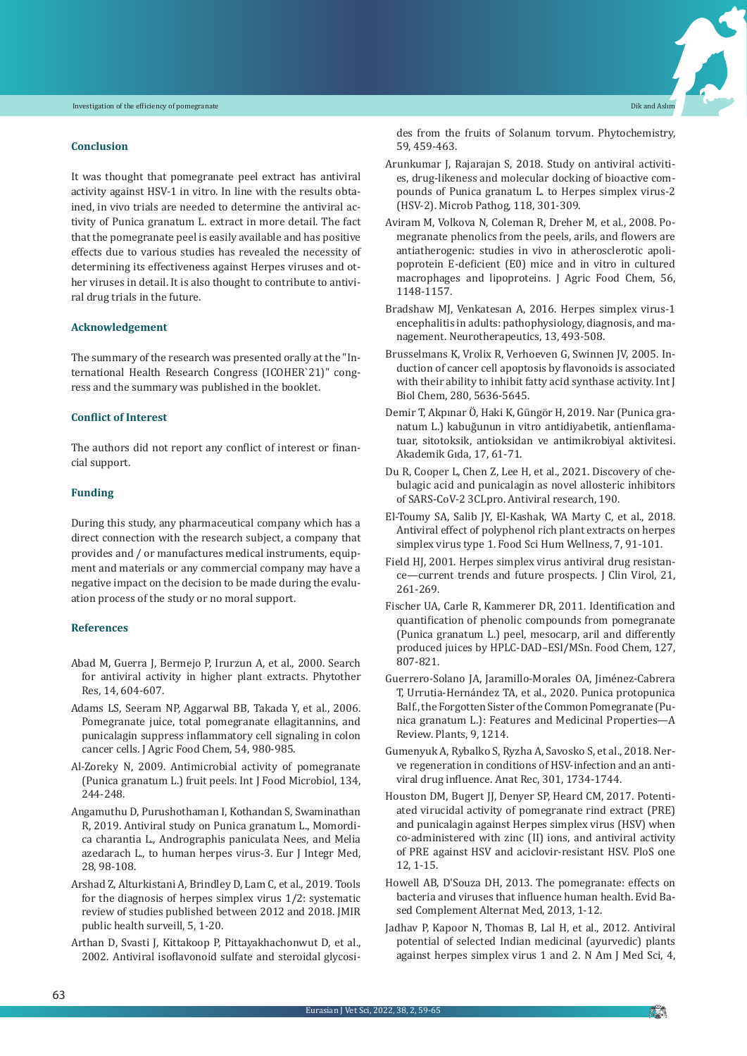## Conclusion

It was thought that pomegranate peel extract has antiviral activity against HSV-1 in vitro. In line with the results obtained, in vivo trials are needed to determine the antiviral activity of Punica granatum L. extract in more detail. The fact that the pomegranate peel is easily available and has positive effects due to various studies has revealed the necessity of determining its effectiveness against Herpes viruses and other viruses in detail. It is also thought to contribute to antiviral drug trials in the future.

## Acknowledgement

The summary of the research was presented orally at the "International Health Research Congress (ICOHER`21)" congress and the summary was published in the booklet.

## Conflict of Interest

The authors did not report any conflict of interest or financial support.

## Funding

During this study, any pharmaceutical company which has a direct connection with the research subject, a company that provides and / or manufactures medical instruments, equipment and materials or any commercial company may have a negative impact on the decision to be made during the evaluation process of the study or no moral support.

## References

Abad M, Guerra J, Bermejo P, Irurzun A, et al., 2000. Search for antiviral activity in higher plant extracts. Phytother Res, 14, 604-607.

Adams LS, Seeram NP, Aggarwal BB, Takada Y, et al., 2006. Pomegranate juice, total pomegranate ellagitannins, and punicalagin suppress inflammatory cell signaling in colon cancer cells. J Agric Food Chem, 54, 980-985.

Al-Zoreky N, 2009. Antimicrobial activity of pomegranate (Punica granatum L.) fruit peels. Int J Food Microbiol, 134, 244-248.

Angamuthu D, Purushothaman I, Kothandan S, Swaminathan R, 2019. Antiviral study on Punica granatum L., Momordica charantia L., Andrographis paniculata Nees, and Melia azedarach L., to human herpes virus-3. Eur J Integr Med, 28, 98-108.

Arshad Z, Alturkistani A, Brindley D, Lam C, et al., 2019. Tools for the diagnosis of herpes simplex virus 1/2: systematic review of studies published between 2012 and 2018. JMIR public health surveill, 5, 1-20.

Arthan D, Svasti J, Kittakoop P, Pittayakhachonwut D, et al., 2002. Antiviral isoflavonoid sulfate and steroidal glycosides from the fruits of Solanum torvum. Phytochemistry, 59, 459-463.

Arunkumar J, Rajarajan S, 2018. Study on antiviral activities, drug-likeness and molecular docking of bioactive compounds of Punica granatum L. to Herpes simplex virus-2 (HSV-2). Microb Pathog, 118, 301-309.

Aviram M, Volkova N, Coleman R, Dreher M, et al., 2008. Pomegranate phenolics from the peels, arils, and flowers are antiatherogenic: studies in vivo in atherosclerotic apolipoprotein E-deficient (E0) mice and in vitro in cultured macrophages and lipoproteins. J Agric Food Chem, 56, 1148-1157.

Bradshaw MJ, Venkatesan A, 2016. Herpes simplex virus-1 encephalitis in adults: pathophysiology, diagnosis, and management. Neurotherapeutics, 13, 493-508.

Brusselmans K, Vrolix R, Verhoeven G, Swinnen JV, 2005. Induction of cancer cell apoptosis by flavonoids is associated with their ability to inhibit fatty acid synthase activity. Int J Biol Chem, 280, 5636-5645.

Demir T, Akpınar Ö, Haki K, Güngör H, 2019. Nar (Punica granatum L.) kabuğunun in vitro antidiyabetik, antienflamatuar, sitotoksik, antioksidan ve antimikrobiyal aktivitesi. Akademik Gıda, 17, 61-71.

Du R, Cooper L, Chen Z, Lee H, et al., 2021. Discovery of chebulagic acid and punicalagin as novel allosteric inhibitors of SARS-CoV-2 3CLpro. Antiviral research, 190.

El-Toumy SA, Salib JY, El-Kashak, WA Marty C, et al., 2018. Antiviral effect of polyphenol rich plant extracts on herpes simplex virus type 1. Food Sci Hum Wellness, 7, 91-101.

Field HJ, 2001. Herpes simplex virus antiviral drug resistance—current trends and future prospects. J Clin Virol, 21, 261-269.

Fischer UA, Carle R, Kammerer DR, 2011. Identification and quantification of phenolic compounds from pomegranate (Punica granatum L.) peel, mesocarp, aril and differently produced juices by HPLC-DAD–ESI/MSn. Food Chem, 127, 807-821.

Guerrero-Solano JA, Jaramillo-Morales OA, Jiménez-Cabrera T, Urrutia-Hernández TA, et al., 2020. Punica protopunica Balf., the Forgotten Sister of the Common Pomegranate (Punica granatum L.): Features and Medicinal Properties—A Review. Plants, 9, 1214.

Gumenyuk A, Rybalko S, Ryzha A, Savosko S, et al., 2018. Nerve regeneration in conditions of HSV-infection and an antiviral drug influence. Anat Rec, 301, 1734-1744.

Houston DM, Bugert JJ, Denyer SP, Heard CM, 2017. Potentiated virucidal activity of pomegranate rind extract (PRE) and punicalagin against Herpes simplex virus (HSV) when co-administered with zinc (II) ions, and antiviral activity of PRE against HSV and aciclovir-resistant HSV. PloS one 12, 1-15.

Howell AB, D'Souza DH, 2013. The pomegranate: effects on bacteria and viruses that influence human health. Evid Based Complement Alternat Med, 2013, 1-12.

Jadhav P, Kapoor N, Thomas B, Lal H, et al., 2012. Antiviral potential of selected Indian medicinal (ayurvedic) plants against herpes simplex virus 1 and 2. N Am J Med Sci, 4,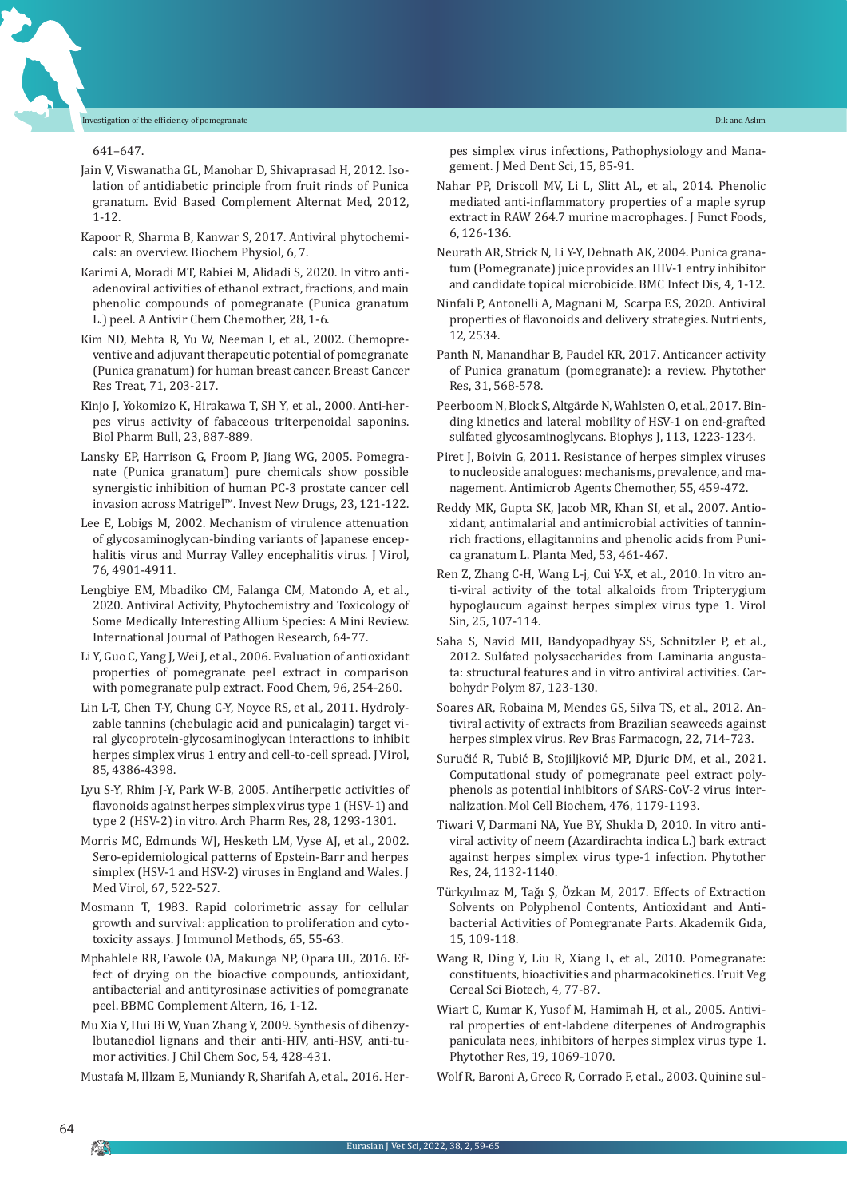641–647.

Jain V, Viswanatha GL, Manohar D, Shivaprasad H, 2012. Isolation of antidiabetic principle from fruit rinds of Punica granatum. Evid Based Complement Alternat Med, 2012, 1-12.

Kapoor R, Sharma B, Kanwar S, 2017. Antiviral phytochemicals: an overview. Biochem Physiol, 6, 7.

Karimi A, Moradi MT, Rabiei M, Alidadi S, 2020. In vitro anti-adenoviral activities of ethanol extract, fractions, and main phenolic compounds of pomegranate (Punica granatum L.) peel. A Antivir Chem Chemother, 28, 1-6.

Kim ND, Mehta R, Yu W, Neeman I, et al., 2002. Chemopreventive and adjuvant therapeutic potential of pomegranate (Punica granatum) for human breast cancer. Breast Cancer Res Treat, 71, 203-217.

Kinjo J, Yokomizo K, Hirakawa T, SH Y, et al., 2000. Anti-herpes virus activity of fabaceous triterpenoidal saponins. Biol Pharm Bull, 23, 887-889.

Lansky EP, Harrison G, Froom P, Jiang WG, 2005. Pomegranate (Punica granatum) pure chemicals show possible synergistic inhibition of human PC-3 prostate cancer cell invasion across Matrigel™. Invest New Drugs, 23, 121-122.

Lee E, Lobigs M, 2002. Mechanism of virulence attenuation of glycosaminoglycan-binding variants of Japanese encephalitis virus and Murray Valley encephalitis virus. J Virol, 76, 4901-4911.

Lengbiye EM, Mbadiko CM, Falanga CM, Matondo A, et al., 2020. Antiviral Activity, Phytochemistry and Toxicology of Some Medically Interesting Allium Species: A Mini Review. International Journal of Pathogen Research, 64-77.

Li Y, Guo C, Yang J, Wei J, et al., 2006. Evaluation of antioxidant properties of pomegranate peel extract in comparison with pomegranate pulp extract. Food Chem, 96, 254-260.

Lin L-T, Chen T-Y, Chung C-Y, Noyce RS, et al., 2011. Hydrolyzable tannins (chebulagic acid and punicalagin) target viral glycoprotein-glycosaminoglycan interactions to inhibit herpes simplex virus 1 entry and cell-to-cell spread. J Virol, 85, 4386-4398.

Lyu S-Y, Rhim J-Y, Park W-B, 2005. Antiherpetic activities of flavonoids against herpes simplex virus type 1 (HSV-1) and type 2 (HSV-2) in vitro. Arch Pharm Res, 28, 1293-1301.

Morris MC, Edmunds WJ, Hesketh LM, Vyse AJ, et al., 2002. Sero-epidemiological patterns of Epstein-Barr and herpes simplex (HSV-1 and HSV-2) viruses in England and Wales. J Med Virol, 67, 522-527.

Mosmann T, 1983. Rapid colorimetric assay for cellular growth and survival: application to proliferation and cytotoxicity assays. J Immunol Methods, 65, 55-63.

Mphahlele RR, Fawole OA, Makunga NP, Opara UL, 2016. Effect of drying on the bioactive compounds, antioxidant, antibacterial and antityrosinase activities of pomegranate peel. BBMC Complement Altern, 16, 1-12.

Mu Xia Y, Hui Bi W, Yuan Zhang Y, 2009. Synthesis of dibenzylbutanediol lignans and their anti-HIV, anti-HSV, anti-tumor activities. J Chil Chem Soc, 54, 428-431.

Mustafa M, Illzam E, Muniandy R, Sharifah A, et al., 2016. Herpes simplex virus infections, Pathophysiology and Management. J Med Dent Sci, 15, 85-91.

Nahar PP, Driscoll MV, Li L, Slitt AL, et al., 2014. Phenolic mediated anti-inflammatory properties of a maple syrup extract in RAW 264.7 murine macrophages. J Funct Foods, 6, 126-136.

Neurath AR, Strick N, Li Y-Y, Debnath AK, 2004. Punica granatum (Pomegranate) juice provides an HIV-1 entry inhibitor and candidate topical microbicide. BMC Infect Dis, 4, 1-12.

Ninfali P, Antonelli A, Magnani M, Scarpa ES, 2020. Antiviral properties of flavonoids and delivery strategies. Nutrients, 12, 2534.

Panth N, Manandhar B, Paudel KR, 2017. Anticancer activity of Punica granatum (pomegranate): a review. Phytother Res, 31, 568-578.

Peerboom N, Block S, Altgärde N, Wahlsten O, et al., 2017. Binding kinetics and lateral mobility of HSV-1 on end-grafted sulfated glycosaminoglycans. Biophys J, 113, 1223-1234.

Piret J, Boivin G, 2011. Resistance of herpes simplex viruses to nucleoside analogues: mechanisms, prevalence, and management. Antimicrob Agents Chemother, 55, 459-472.

Reddy MK, Gupta SK, Jacob MR, Khan SI, et al., 2007. Antioxidant, antimalarial and antimicrobial activities of tannin-rich fractions, ellagitannins and phenolic acids from Punica granatum L. Planta Med, 53, 461-467.

Ren Z, Zhang C-H, Wang L-j, Cui Y-X, et al., 2010. In vitro anti-viral activity of the total alkaloids from Tripterygium hypoglaucum against herpes simplex virus type 1. Virol Sin, 25, 107-114.

Saha S, Navid MH, Bandyopadhyay SS, Schnitzler P, et al., 2012. Sulfated polysaccharides from Laminaria angustata: structural features and in vitro antiviral activities. Carbohydr Polym 87, 123-130.

Soares AR, Robaina M, Mendes GS, Silva TS, et al., 2012. Antiviral activity of extracts from Brazilian seaweeds against herpes simplex virus. Rev Bras Farmacogn, 22, 714-723.

Suručić R, Tubić B, Stojiljković MP, Djuric DM, et al., 2021. Computational study of pomegranate peel extract polyphenols as potential inhibitors of SARS-CoV-2 virus internalization. Mol Cell Biochem, 476, 1179-1193.

Tiwari V, Darmani NA, Yue BY, Shukla D, 2010. In vitro antiviral activity of neem (Azardirachta indica L.) bark extract against herpes simplex virus type-1 infection. Phytother Res, 24, 1132-1140.

Türkyılmaz M, Tağı Ş, Özkan M, 2017. Effects of Extraction Solvents on Polyphenol Contents, Antioxidant and Antibacterial Activities of Pomegranate Parts. Akademik Gıda, 15, 109-118.

Wang R, Ding Y, Liu R, Xiang L, et al., 2010. Pomegranate: constituents, bioactivities and pharmacokinetics. Fruit Veg Cereal Sci Biotech, 4, 77-87.

Wiart C, Kumar K, Yusof M, Hamimah H, et al., 2005. Antiviral properties of ent-labdene diterpenes of Andrographis paniculata nees, inhibitors of herpes simplex virus type 1. Phytother Res, 19, 1069-1070.

Wolf R, Baroni A, Greco R, Corrado F, et al., 2003. Quinine sul-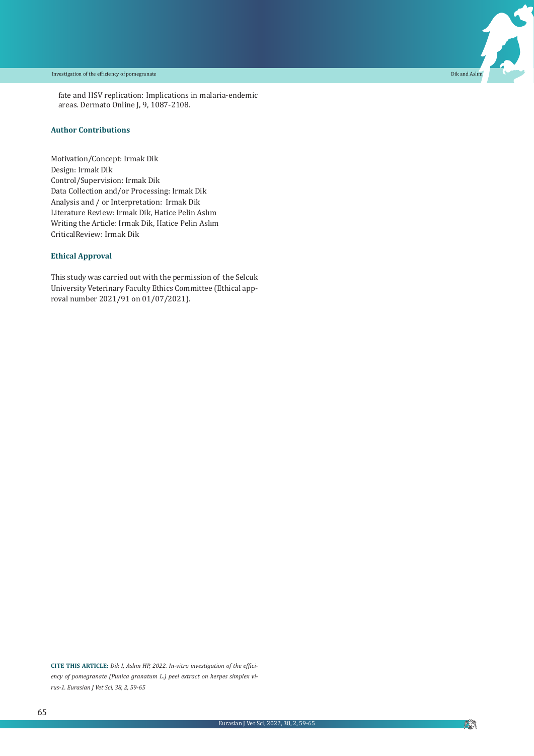fate and HSV replication: Implications in malaria-endemic areas. Dermato Online J, 9, 1087-2108.

### Author Contributions

Motivation/Concept: Irmak Dik
Design: Irmak Dik
Control/Supervision: Irmak Dik
Data Collection and/or Processing: Irmak Dik
Analysis and / or Interpretation: Irmak Dik
Literature Review: Irmak Dik, Hatice Pelin Aslım
Writing the Article: Irmak Dik, Hatice Pelin Aslım
CriticalReview: Irmak Dik

### Ethical Approval

This study was carried out with the permission of the Selcuk University Veterinary Faculty Ethics Committee (Ethical approval number 2021/91 on 01/07/2021).

**CITE THIS ARTICLE:** *Dik I, Aslım HP, 2022. In-vitro investigation of the efficiency of pomegranate (Punica granatum L.) peel extract on herpes simplex virus-1. Eurasian J Vet Sci, 38, 2, 59-65*